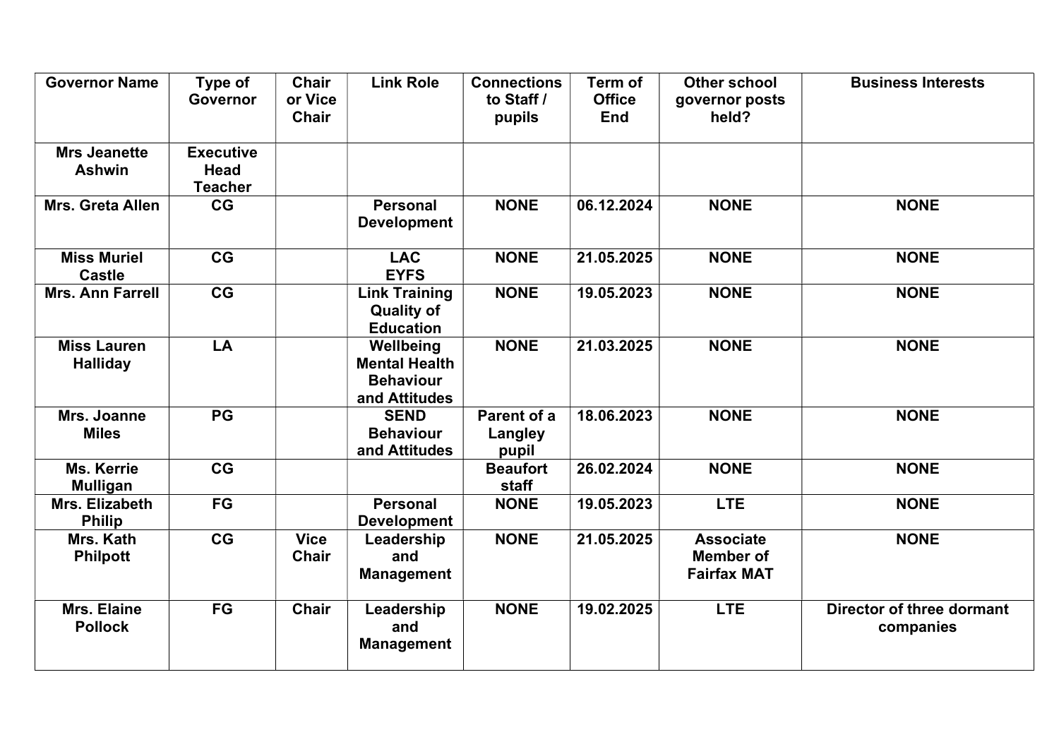| Governor Name | Type of Governor | Chair or Vice Chair | Link Role | Connections to Staff / pupils | Term of Office End | Other school governor posts held? | Business Interests |
|---|---|---|---|---|---|---|---|
| **Mrs Jeanette Ashwin** | **Executive Head Teacher** | | | | | | |
| **Mrs. Greta Allen** | **CG** | | **Personal Development** | **NONE** | **06.12.2024** | **NONE** | **NONE** |
| **Miss Muriel Castle** | **CG** | | **LAC EYFS** | **NONE** | **21.05.2025** | **NONE** | **NONE** |
| **Mrs. Ann Farrell** | **CG** | | **Link Training Quality of Education** | **NONE** | **19.05.2023** | **NONE** | **NONE** |
| **Miss Lauren Halliday** | **LA** | | **Wellbeing Mental Health Behaviour and Attitudes** | **NONE** | **21.03.2025** | **NONE** | **NONE** |
| **Mrs. Joanne Miles** | **PG** | | **SEND Behaviour and Attitudes** | **Parent of a Langley pupil** | **18.06.2023** | **NONE** | **NONE** |
| **Ms. Kerrie Mulligan** | **CG** | | | **Beaufort staff** | **26.02.2024** | **NONE** | **NONE** |
| **Mrs. Elizabeth Philip** | **FG** | | **Personal Development** | **NONE** | **19.05.2023** | **LTE** | **NONE** |
| **Mrs. Kath Philpott** | **CG** | **Vice Chair** | **Leadership and Management** | **NONE** | **21.05.2025** | **Associate Member of Fairfax MAT** | **NONE** |
| **Mrs. Elaine Pollock** | **FG** | **Chair** | **Leadership and Management** | **NONE** | **19.02.2025** | **LTE** | **Director of three dormant companies** |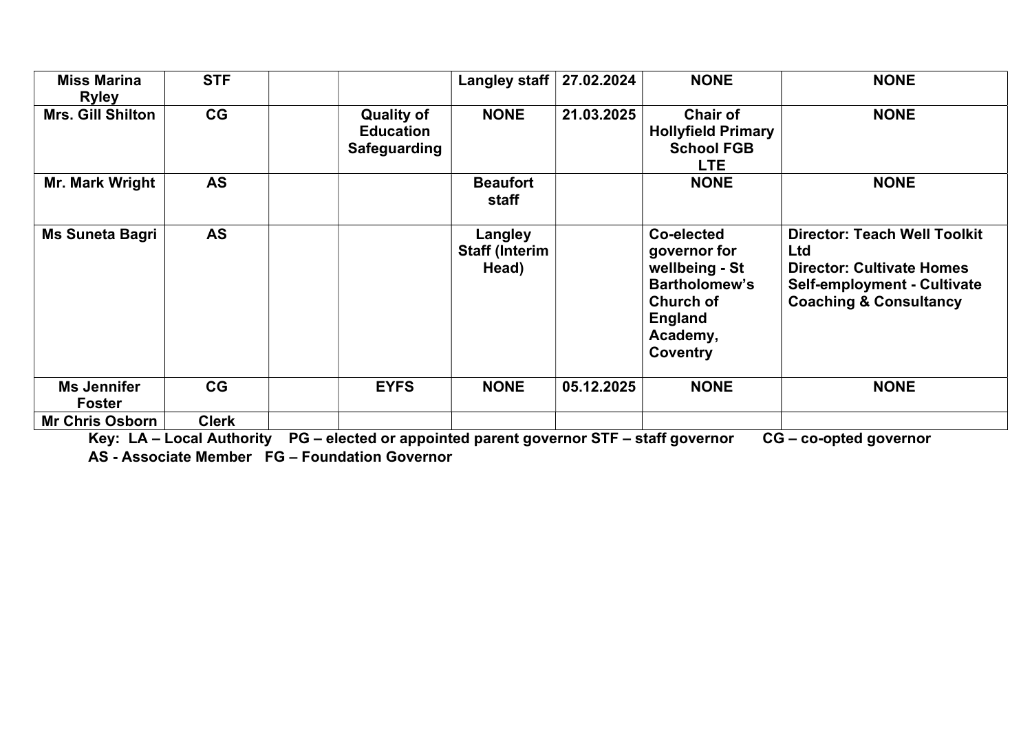| | | | | | | | |
|---|---|---|---|---|---|---|---|
| **Miss Marina Ryley** | **STF** | | | **Langley staff** | **27.02.2024** | **NONE** | **NONE** |
| **Mrs. Gill Shilton** | **CG** | | **Quality of Education Safeguarding** | **NONE** | **21.03.2025** | **Chair of Hollyfield Primary School FGB LTE** | **NONE** |
| **Mr. Mark Wright** | **AS** | | | **Beaufort staff** | | **NONE** | **NONE** |
| **Ms Suneta Bagri** | **AS** | | | **Langley Staff (Interim Head)** | | **Co-elected governor for wellbeing - St Bartholomew's Church of England Academy, Coventry** | **Director: Teach Well Toolkit Ltd**<br>**Director: Cultivate Homes**<br>**Self-employment - Cultivate Coaching & Consultancy** |
| **Ms Jennifer Foster** | **CG** | | **EYFS** | **NONE** | **05.12.2025** | **NONE** | **NONE** |
| **Mr Chris Osborn** | **Clerk** | | | | | | |

**Key: LA – Local Authority PG – elected or appointed parent governor STF – staff governor CG – co-opted governor**
**AS - Associate Member FG – Foundation Governor**